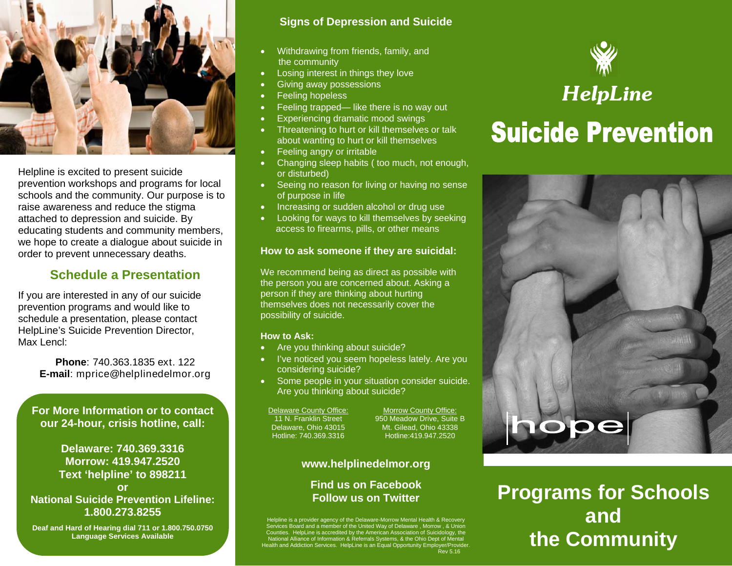Helpline is excited to present suicide prevention workshops and programs for local schools and the community. Our purpose is to raise awareness and reduce the stigma attached to depression and suicide. By educating students and community members, we hope to create a dialogue about suicide in order to prevent unnecessary deaths.

## Schedule a Presentation

If you are interested in any of our suicide prevention programs and would like to schedule a presentation, please contact HelpLine's Suicide Prevention Director, Max Lencl:

**Phone**: 740.363.1835 ext. 122
**E-mail**: mprice@helplinedelmor.org

**For More Information or to contact our 24-hour, crisis hotline, call:**

**Delaware: 740.369.3316**
**Morrow: 419.947.2520**
**Text 'helpline' to 898211**
**or**
**National Suicide Prevention Lifeline: 1.800.273.8255**

**Deaf and Hard of Hearing dial 711 or 1.800.750.0750**
**Language Services Available**

## Signs of Depression and Suicide

- Withdrawing from friends, family, and the community
- Losing interest in things they love
- Giving away possessions
- Feeling hopeless
- Feeling trapped— like there is no way out
- Experiencing dramatic mood swings
- Threatening to hurt or kill themselves or talk about wanting to hurt or kill themselves
- Feeling angry or irritable
- Changing sleep habits ( too much, not enough, or disturbed)
- Seeing no reason for living or having no sense of purpose in life
- Increasing or sudden alcohol or drug use
- Looking for ways to kill themselves by seeking access to firearms, pills, or other means

### How to ask someone if they are suicidal:

We recommend being as direct as possible with the person you are concerned about. Asking a person if they are thinking about hurting themselves does not necessarily cover the possibility of suicide.

**How to Ask:**

- Are you thinking about suicide?
- I've noticed you seem hopeless lately. Are you considering suicide?
- Some people in your situation consider suicide. Are you thinking about suicide?

Delaware County Office:
11 N. Franklin Street
Delaware, Ohio 43015
Hotline: 740.369.3316

Morrow County Office:
950 Meadow Drive, Suite B
Mt. Gilead, Ohio 43338
Hotline:419.947.2520

**www.helplinedelmor.org**

**Find us on Facebook**
**Follow us on Twitter**

Helpline is a provider agency of the Delaware-Morrow Mental Health & Recovery Services Board and a member of the United Way of Delaware , Morrow , & Union Counties. HelpLine is accredited by the American Association of Suicidology, the National Alliance of Information & Referrals Systems, & the Ohio Dept of Mental Health and Addiction Services. HelpLine is an Equal Opportunity Employer/Provider.
Rev 5.16

*HelpLine*

# Suicide Prevention

hope

## Programs for Schools and the Community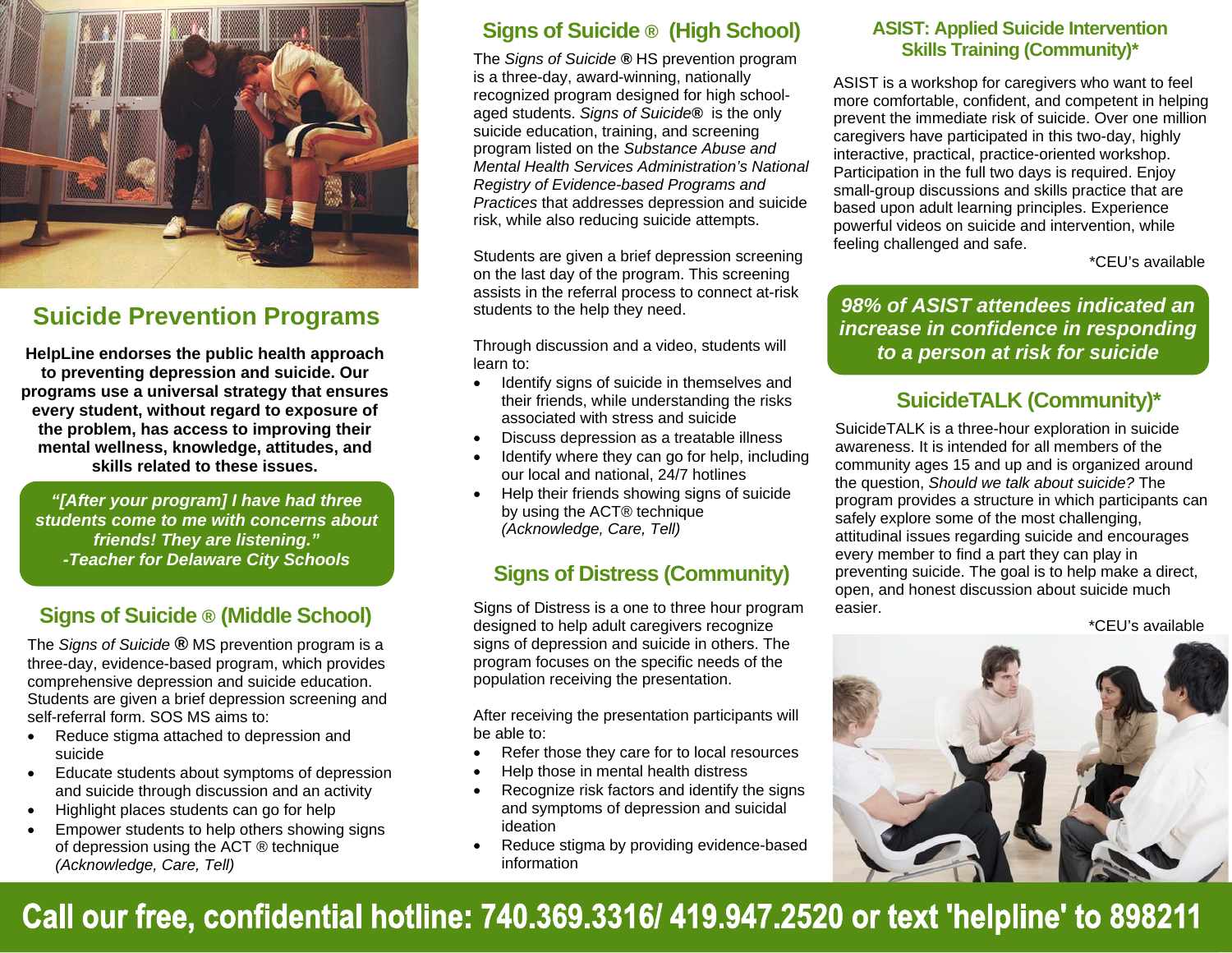## Suicide Prevention Programs

**HelpLine endorses the public health approach to preventing depression and suicide. Our programs use a universal strategy that ensures every student, without regard to exposure of the problem, has access to improving their mental wellness, knowledge, attitudes, and skills related to these issues.**

***"[After your program] I have had three students come to me with concerns about friends! They are listening." -Teacher for Delaware City Schools***

## Signs of Suicide ® (Middle School)

The *Signs of Suicide* **®** MS prevention program is a three-day, evidence-based program, which provides comprehensive depression and suicide education. Students are given a brief depression screening and self-referral form. SOS MS aims to:

- Reduce stigma attached to depression and suicide
- Educate students about symptoms of depression and suicide through discussion and an activity
- Highlight places students can go for help
- Empower students to help others showing signs of depression using the ACT ® technique *(Acknowledge, Care, Tell)*

## Signs of Suicide ® (High School)

The *Signs of Suicide* **®** HS prevention program is a three-day, award-winning, nationally recognized program designed for high school-aged students. *Signs of Suicide***®** is the only suicide education, training, and screening program listed on the *Substance Abuse and Mental Health Services Administration's National Registry of Evidence-based Programs and Practices* that addresses depression and suicide risk, while also reducing suicide attempts.

Students are given a brief depression screening on the last day of the program. This screening assists in the referral process to connect at-risk students to the help they need.

Through discussion and a video, students will learn to:

- Identify signs of suicide in themselves and their friends, while understanding the risks associated with stress and suicide
- Discuss depression as a treatable illness
- Identify where they can go for help, including our local and national, 24/7 hotlines
- Help their friends showing signs of suicide by using the ACT® technique *(Acknowledge, Care, Tell)*

## Signs of Distress (Community)

Signs of Distress is a one to three hour program designed to help adult caregivers recognize signs of depression and suicide in others. The program focuses on the specific needs of the population receiving the presentation.

After receiving the presentation participants will be able to:

- Refer those they care for to local resources
- Help those in mental health distress
- Recognize risk factors and identify the signs and symptoms of depression and suicidal ideation
- Reduce stigma by providing evidence-based information

## ASIST: Applied Suicide Intervention Skills Training (Community)*

ASIST is a workshop for caregivers who want to feel more comfortable, confident, and competent in helping prevent the immediate risk of suicide. Over one million caregivers have participated in this two-day, highly interactive, practical, practice-oriented workshop. Participation in the full two days is required. Enjoy small-group discussions and skills practice that are based upon adult learning principles. Experience powerful videos on suicide and intervention, while feeling challenged and safe.

*CEU's available

***98% of ASIST attendees indicated an increase in confidence in responding to a person at risk for suicide***

## SuicideTALK (Community)*

SuicideTALK is a three-hour exploration in suicide awareness. It is intended for all members of the community ages 15 and up and is organized around the question, *Should we talk about suicide?* The program provides a structure in which participants can safely explore some of the most challenging, attitudinal issues regarding suicide and encourages every member to find a part they can play in preventing suicide. The goal is to help make a direct, open, and honest discussion about suicide much easier.

*CEU's available

**Call our free, confidential hotline: 740.369.3316/ 419.947.2520 or text 'helpline' to 898211**